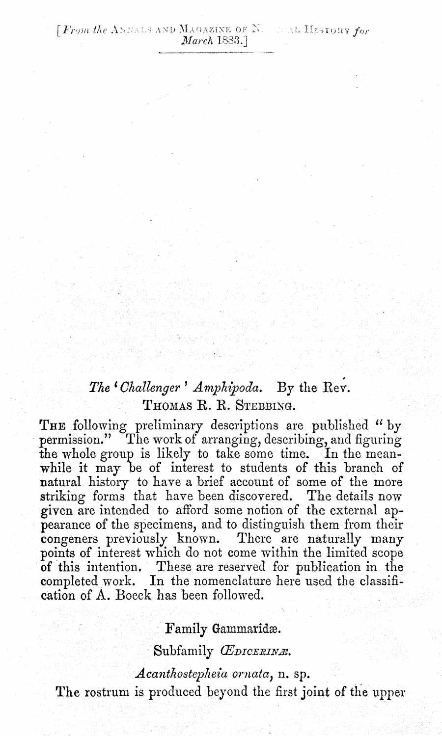[*From the* ANNALS AND MAGAZINE OF NATURAL HISTORY *for March* 1883.]

*The 'Challenger' Amphipoda.* By the Rev. THOMAS R. R. STEBBING.

THE following preliminary descriptions are published "by permission." The work of arranging, describing, and figuring the whole group is likely to take some time. In the meanwhile it may be of interest to students of this branch of natural history to have a brief account of some of the more striking forms that have been discovered. The details now given are intended to afford some notion of the external appearance of the specimens, and to distinguish them from their congeners previously known. There are naturally many points of interest which do not come within the limited scope of this intention. These are reserved for publication in the completed work. In the nomenclature here used the classification of A. Boeck has been followed.

## Family Gammaridæ.

### Subfamily *ŒDICERINÆ*.

*Acanthostepheia ornata*, n. sp.

The rostrum is produced beyond the first joint of the upper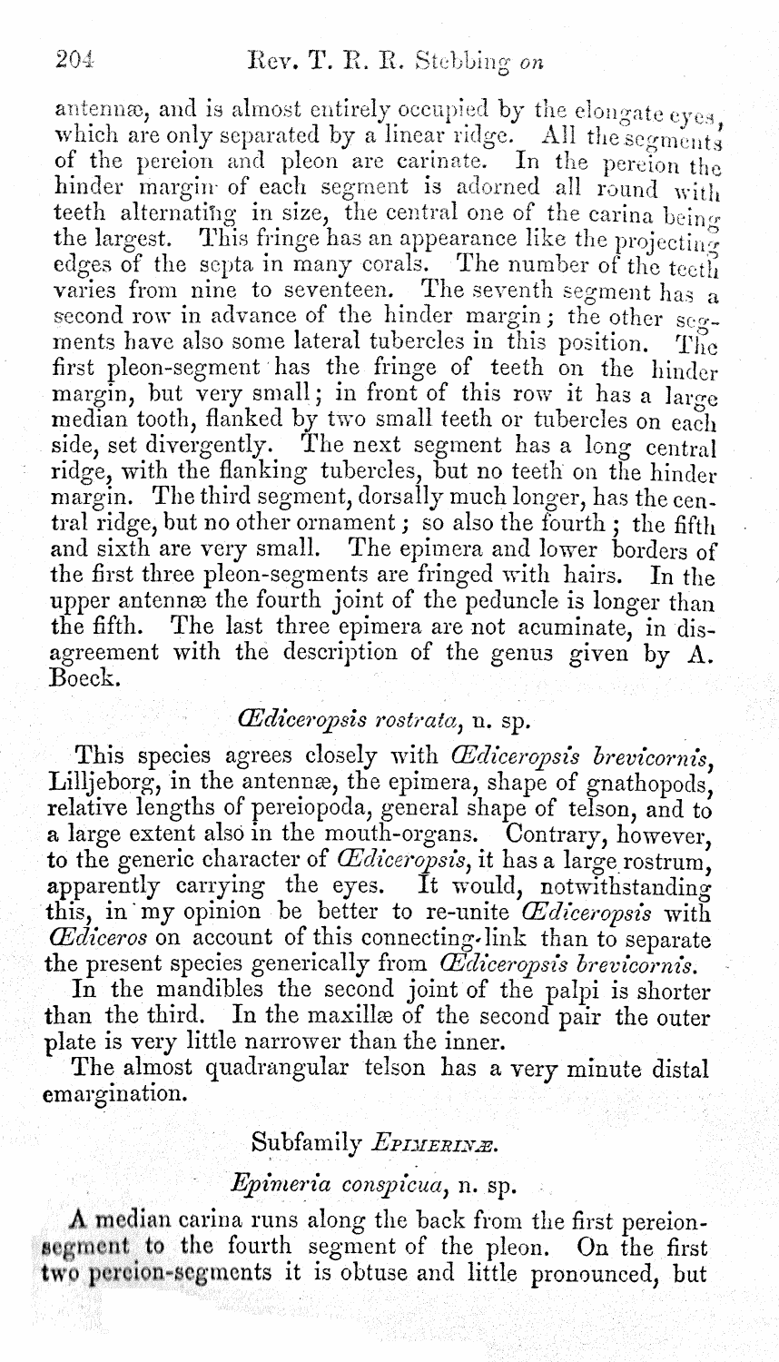antennæ, and is almost entirely occupied by the elongate eyes, which are only separated by a linear ridge. All the segments of the pereion and pleon are carinate. In the pereion the hinder margin of each segment is adorned all round with teeth alternating in size, the central one of the carina being the largest. This fringe has an appearance like the projecting edges of the septa in many corals. The number of the teeth varies from nine to seventeen. The seventh segment has a second row in advance of the hinder margin; the other segments have also some lateral tubercles in this position. The first pleon-segment has the fringe of teeth on the hinder margin, but very small; in front of this row it has a large median tooth, flanked by two small teeth or tubercles on each side, set divergently. The next segment has a long central ridge, with the flanking tubercles, but no teeth on the hinder margin. The third segment, dorsally much longer, has the central ridge, but no other ornament; so also the fourth; the fifth and sixth are very small. The epimera and lower borders of the first three pleon-segments are fringed with hairs. In the upper antennæ the fourth joint of the peduncle is longer than the fifth. The last three epimera are not acuminate, in disagreement with the description of the genus given by A. Boeck.

### *Œdiceropsis rostrata*, n. sp.

This species agrees closely with *Œdiceropsis brevicornis*, Lilljeborg, in the antennæ, the epimera, shape of gnathopods, relative lengths of pereiopoda, general shape of telson, and to a large extent also in the mouth-organs. Contrary, however, to the generic character of *Œdiceropsis*, it has a large rostrum, apparently carrying the eyes. It would, notwithstanding this, in my opinion be better to re-unite *Œdiceropsis* with *Œdiceros* on account of this connecting-link than to separate the present species generically from *Œdiceropsis brevicornis*.

In the mandibles the second joint of the palpi is shorter than the third. In the maxillæ of the second pair the outer plate is very little narrower than the inner.

The almost quadrangular telson has a very minute distal emargination.

## Subfamily *Epimerinæ*.

### *Epimeria conspicua*, n. sp.

A median carina runs along the back from the first pereion-segment to the fourth segment of the pleon. On the first two pereion-segments it is obtuse and little pronounced, but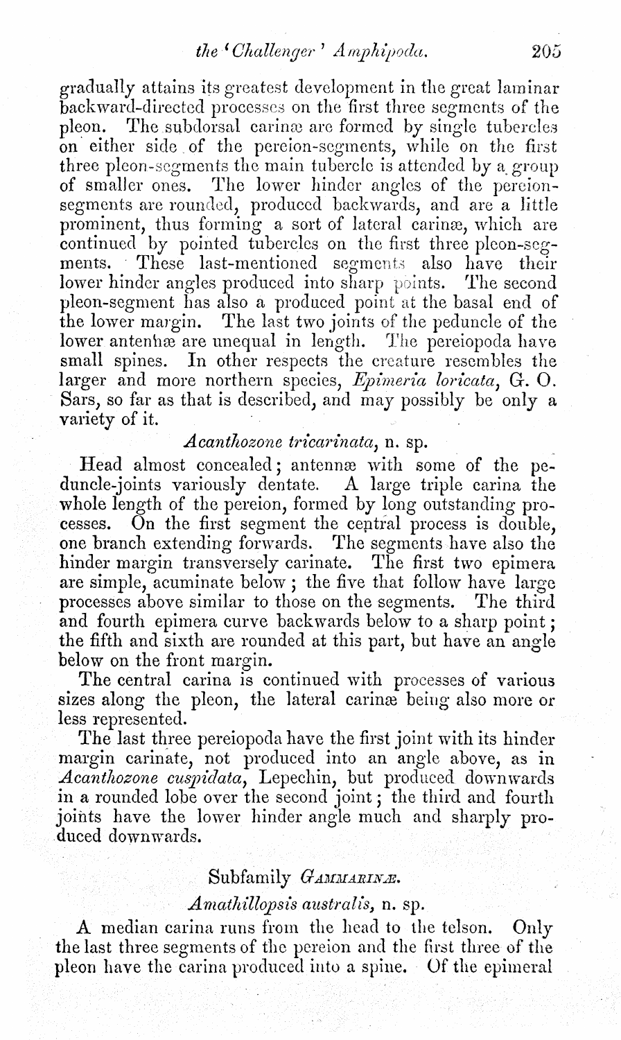gradually attains its greatest development in the great laminar backward-directed processes on the first three segments of the pleon. The subdorsal carinæ are formed by single tubercles on either side of the pereion-segments, while on the first three pleon-segments the main tubercle is attended by a group of smaller ones. The lower hinder angles of the pereion-segments are rounded, produced backwards, and are a little prominent, thus forming a sort of lateral carinæ, which are continued by pointed tubercles on the first three pleon-segments. These last-mentioned segments also have their lower hinder angles produced into sharp points. The second pleon-segment has also a produced point at the basal end of the lower margin. The last two joints of the peduncle of the lower antennæ are unequal in length. The pereiopoda have small spines. In other respects the creature resembles the larger and more northern species, *Epimeria loricata*, G. O. Sars, so far as that is described, and may possibly be only a variety of it.

### *Acanthozone tricarinata*, n. sp.

Head almost concealed; antennæ with some of the peduncle-joints variously dentate. A large triple carina the whole length of the pereion, formed by long outstanding processes. On the first segment the central process is double, one branch extending forwards. The segments have also the hinder margin transversely carinate. The first two epimera are simple, acuminate below; the five that follow have large processes above similar to those on the segments. The third and fourth epimera curve backwards below to a sharp point; the fifth and sixth are rounded at this part, but have an angle below on the front margin.

The central carina is continued with processes of various sizes along the pleon, the lateral carinæ being also more or less represented.

The last three pereiopoda have the first joint with its hinder margin carinate, not produced into an angle above, as in *Acanthozone cuspidata*, Lepechin, but produced downwards in a rounded lobe over the second joint; the third and fourth joints have the lower hinder angle much and sharply produced downwards.

## Subfamily *Gammarinæ*.

### *Amathillopsis australis*, n. sp.

A median carina runs from the head to the telson. Only the last three segments of the pereion and the first three of the pleon have the carina produced into a spine. Of the epimeral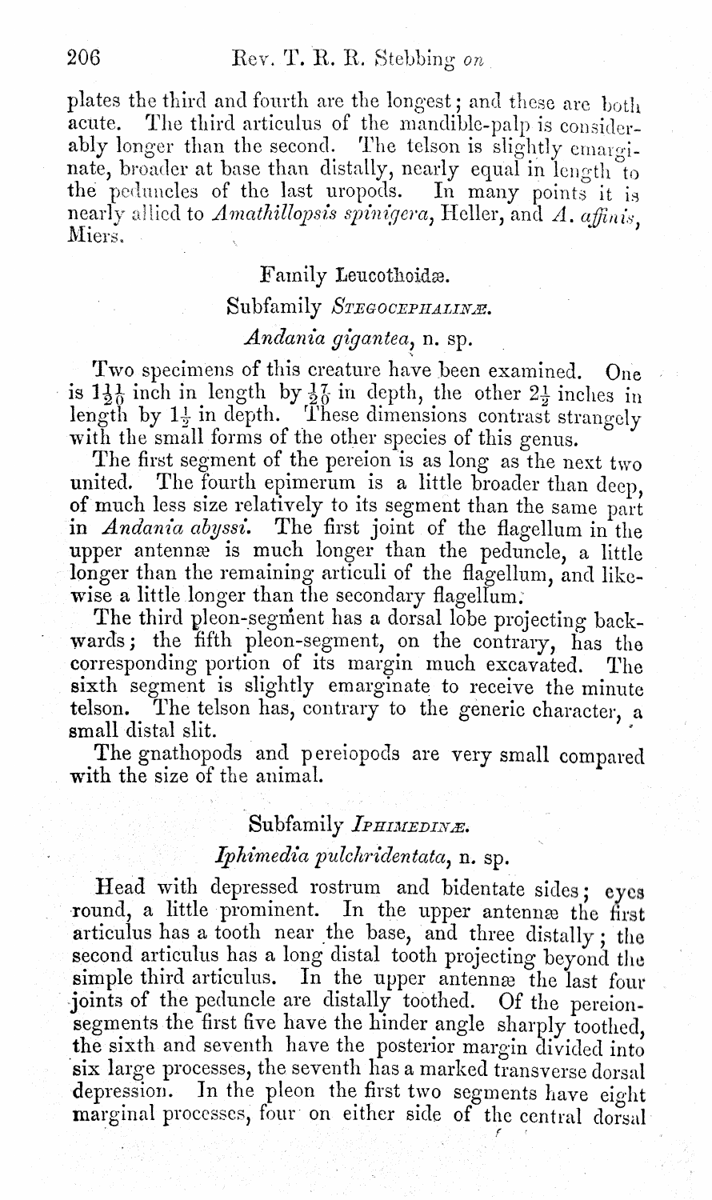plates the third and fourth are the longest; and these are both acute. The third articulus of the mandible-palp is considerably longer than the second. The telson is slightly emarginate, broader at base than distally, nearly equal in length to the peduncles of the last uropods. In many points it is nearly allied to *Amathillopsis spinigera*, Heller, and *A. affinis*, Miers.

## Family Leucothoidæ.

### Subfamily *Stegocephalinæ*.

#### *Andania gigantea*, n. sp.

Two specimens of this creature have been examined. One is $1\frac{11}{20}$ inch in length by $\frac{17}{20}$ in depth, the other $2\frac{1}{2}$ inches in length by $1\frac{1}{2}$ in depth. These dimensions contrast strangely with the small forms of the other species of this genus.

The first segment of the pereion is as long as the next two united. The fourth epimerum is a little broader than deep, of much less size relatively to its segment than the same part in *Andania abyssi*. The first joint of the flagellum in the upper antennæ is much longer than the peduncle, a little longer than the remaining articuli of the flagellum, and likewise a little longer than the secondary flagellum.

The third pleon-segment has a dorsal lobe projecting backwards; the fifth pleon-segment, on the contrary, has the corresponding portion of its margin much excavated. The sixth segment is slightly emarginate to receive the minute telson. The telson has, contrary to the generic character, a small distal slit.

The gnathopods and pereiopods are very small compared with the size of the animal.

### Subfamily *Iphimedinæ*.

#### *Iphimedia pulchridentata*, n. sp.

Head with depressed rostrum and bidentate sides; eyes round, a little prominent. In the upper antennæ the first articulus has a tooth near the base, and three distally; the second articulus has a long distal tooth projecting beyond the simple third articulus. In the upper antennæ the last four joints of the peduncle are distally toothed. Of the pereion-segments the first five have the hinder angle sharply toothed, the sixth and seventh have the posterior margin divided into six large processes, the seventh has a marked transverse dorsal depression. In the pleon the first two segments have eight marginal processes, four on either side of the central dorsal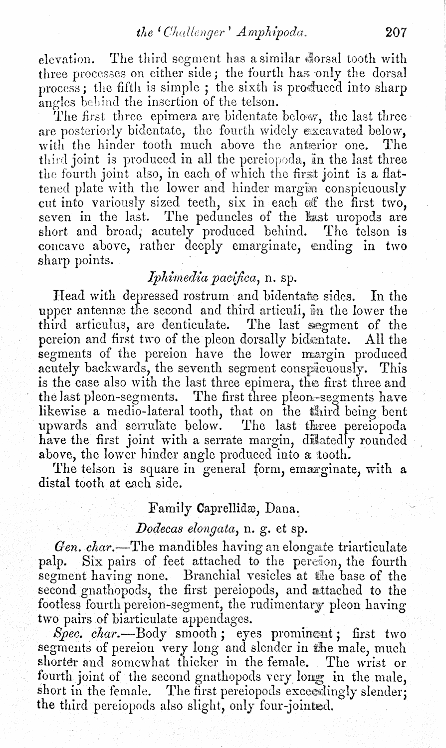elevation. The third segment has a similar dorsal tooth with three processes on either side; the fourth has only the dorsal process; the fifth is simple; the sixth is produced into sharp angles behind the insertion of the telson.

The first three epimera are bidentate below, the last three are posteriorly bidentate, the fourth widely excavated below, with the hinder tooth much above the anterior one. The third joint is produced in all the pereiopoda, in the last three the fourth joint also, in each of which the first joint is a flattened plate with the lower and hinder margin conspicuously cut into variously sized teeth, six in each of the first two, seven in the last. The peduncles of the last uropods are short and broad; acutely produced behind. The telson is concave above, rather deeply emarginate, ending in two sharp points.

*Iphimedia pacifica*, n. sp.

Head with depressed rostrum and bidentate sides. In the upper antennæ the second and third articuli, in the lower the third articulus, are denticulate. The last segment of the pereion and first two of the pleon dorsally bidentate. All the segments of the pereion have the lower margin produced acutely backwards, the seventh segment conspicuously. This is the case also with the last three epimera, the first three and the last pleon-segments. The first three pleon-segments have likewise a medio-lateral tooth, that on the third being bent upwards and serrulate below. The last three pereiopoda have the first joint with a serrate margin, dilatedly rounded above, the lower hinder angle produced into a tooth.

The telson is square in general form, emarginate, with a distal tooth at each side.

## Family Caprellidæ, Dana.

*Dodecas elongata*, n. g. et sp.

*Gen. char.*—The mandibles having an elongate triarticulate palp. Six pairs of feet attached to the pereion, the fourth segment having none. Branchial vesicles at the base of the second gnathopods, the first pereiopods, and attached to the footless fourth pereion-segment, the rudimentary pleon having two pairs of biarticulate appendages.

*Spec. char.*—Body smooth; eyes prominent; first two segments of pereion very long and slender in the male, much shorter and somewhat thicker in the female. The wrist or fourth joint of the second gnathopods very long in the male, short in the female. The first pereiopods exceedingly slender; the third pereiopods also slight, only four-jointed.